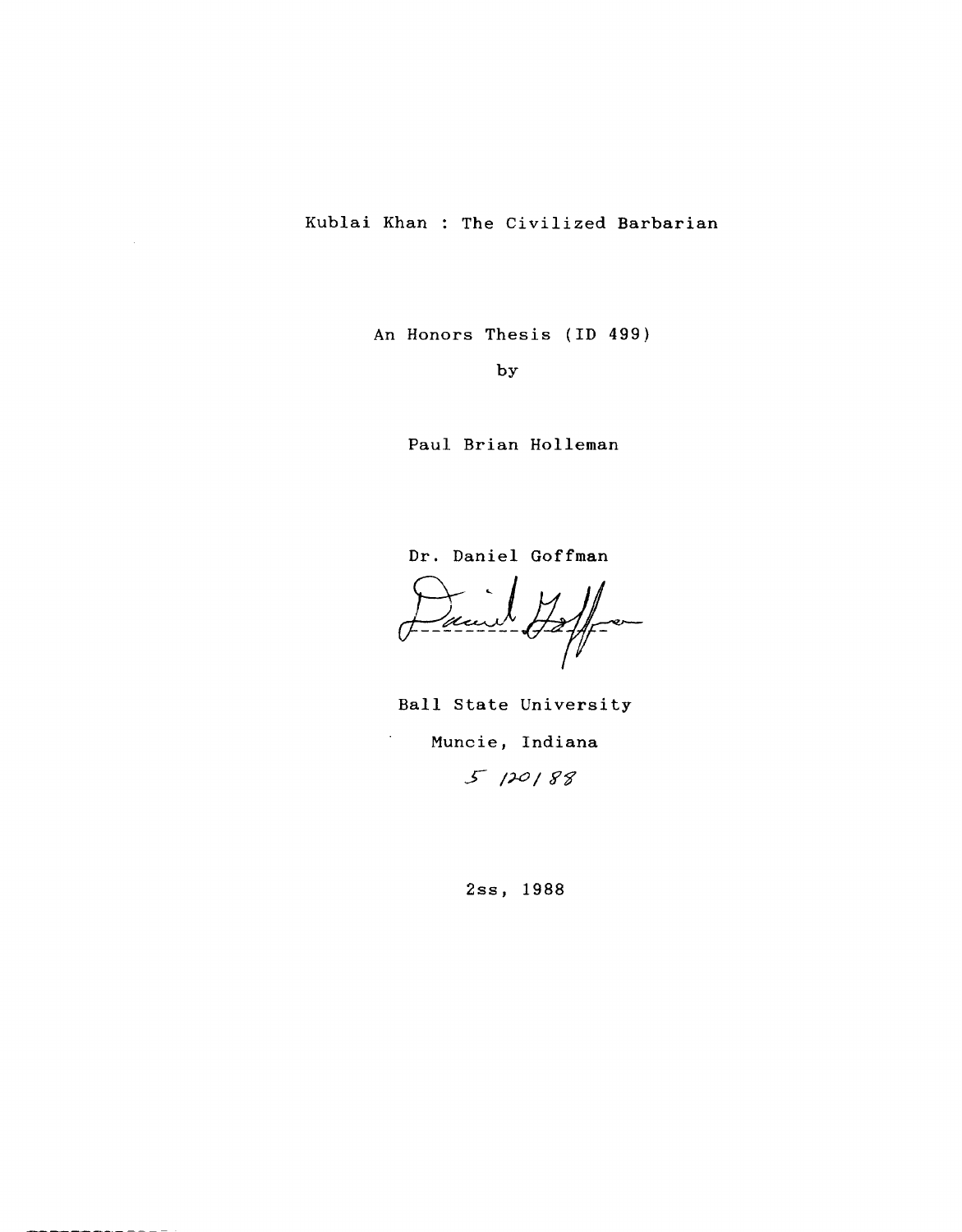# Kublai Khan : The Civilized Barbarian

An Honors Thesis (ID 499)

by

Paul Brian Holleman

Dr. Daniel Goffman

Ball State University

Muncie, Indiana

5/20/88

2ss, 1988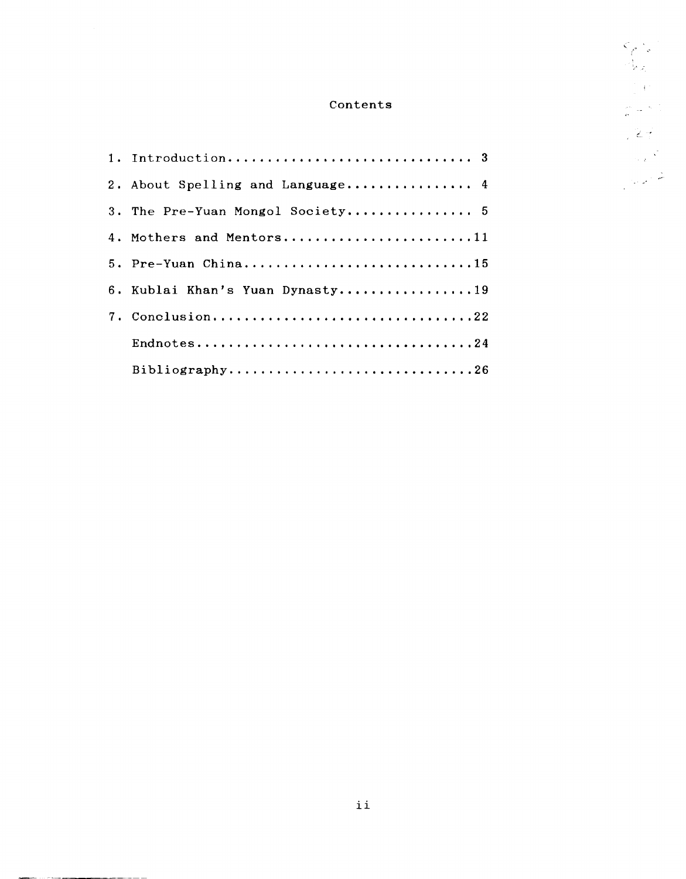# Contents

1. Introduction............................... 3
2. About Spelling and Language................ 4
3. The Pre-Yuan Mongol Society................ 5
4. Mothers and Mentors........................11
5. Pre-Yuan China.............................15
6. Kublai Khan's Yuan Dynasty.................19
7. Conclusion.................................22

Endnotes...................................24

Bibliography...............................26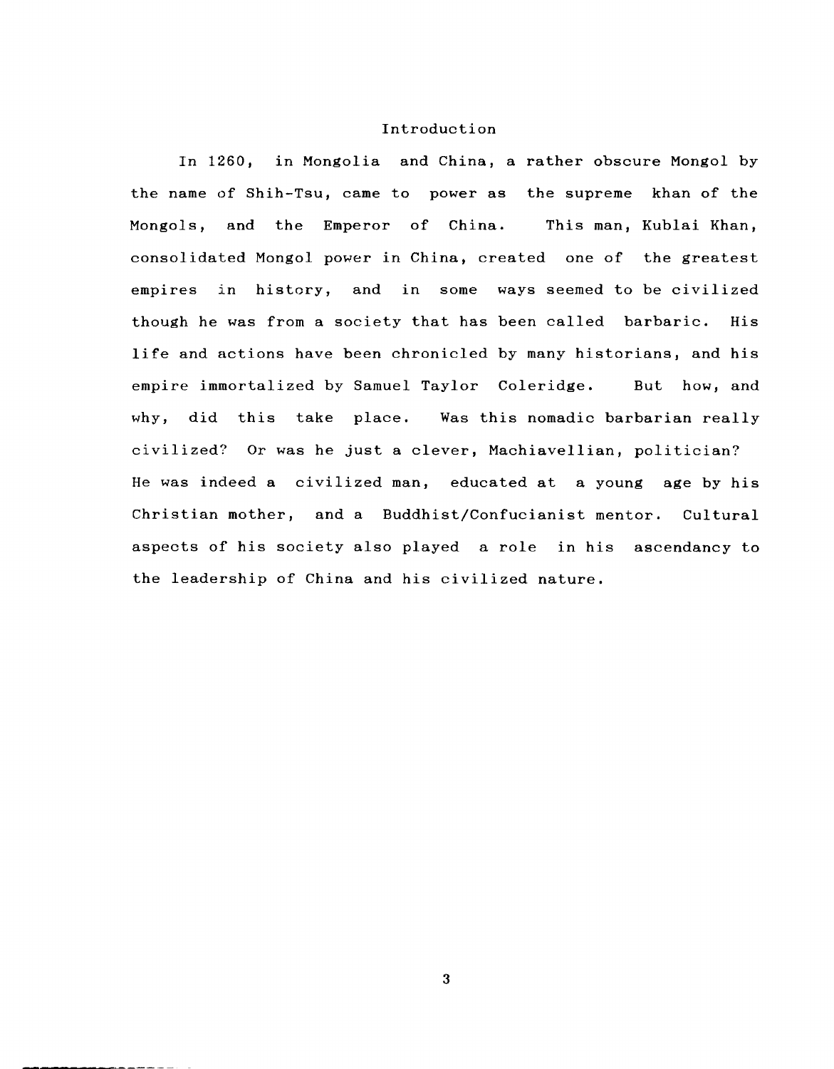## Introduction

In 1260, in Mongolia and China, a rather obscure Mongol by the name of Shih-Tsu, came to power as the supreme khan of the Mongols, and the Emperor of China. This man, Kublai Khan, consolidated Mongol power in China, created one of the greatest empires in history, and in some ways seemed to be civilized though he was from a society that has been called barbaric. His life and actions have been chronicled by many historians, and his empire immortalized by Samuel Taylor Coleridge. But how, and why, did this take place. Was this nomadic barbarian really civilized? Or was he just a clever, Machiavellian, politician? He was indeed a civilized man, educated at a young age by his Christian mother, and a Buddhist/Confucianist mentor. Cultural aspects of his society also played a role in his ascendancy to the leadership of China and his civilized nature.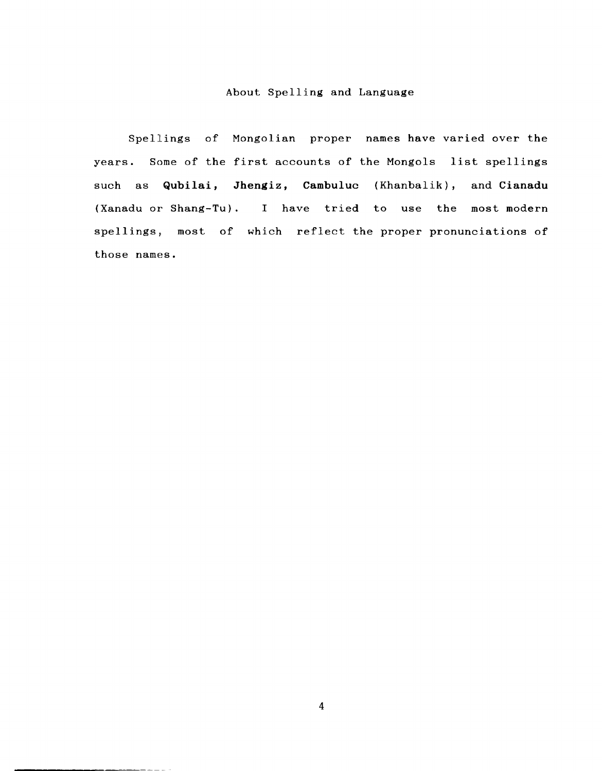## About Spelling and Language

Spellings of Mongolian proper names have varied over the years. Some of the first accounts of the Mongols list spellings such as **Qubilai**, **Jhengiz**, **Cambuluc** (Khanbalik), and **Cianadu** (Xanadu or Shang-Tu). I have tried to use the most modern spellings, most of which reflect the proper pronunciations of those names.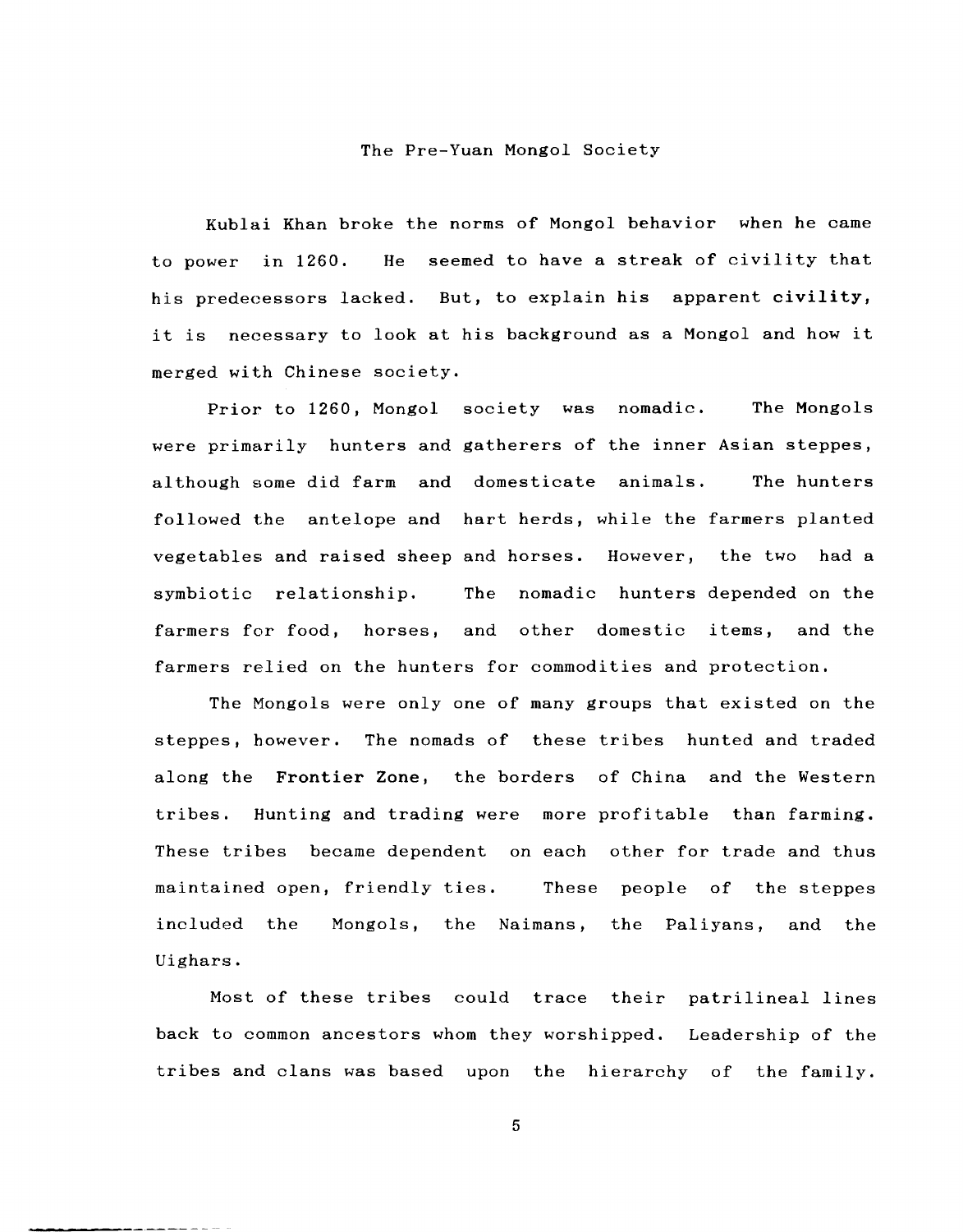## The Pre-Yuan Mongol Society

Kublai Khan broke the norms of Mongol behavior when he came to power in 1260. He seemed to have a streak of civility that his predecessors lacked. But, to explain his apparent **civility**, it is necessary to look at his background as a Mongol and how it merged with Chinese society.

Prior to 1260, Mongol society was nomadic. The Mongols were primarily hunters and gatherers of the inner Asian steppes, although some did farm and domesticate animals. The hunters followed the antelope and hart herds, while the farmers planted vegetables and raised sheep and horses. However, the two had a symbiotic relationship. The nomadic hunters depended on the farmers for food, horses, and other domestic items, and the farmers relied on the hunters for commodities and protection.

The Mongols were only one of many groups that existed on the steppes, however. The nomads of these tribes hunted and traded along the **Frontier Zone**, the borders of China and the Western tribes. Hunting and trading were more profitable than farming. These tribes became dependent on each other for trade and thus maintained open, friendly ties. These people of the steppes included the Mongols, the Naimans, the Paliyans, and the Uighars.

Most of these tribes could trace their patrilineal lines back to common ancestors whom they worshipped. Leadership of the tribes and clans was based upon the hierarchy of the family.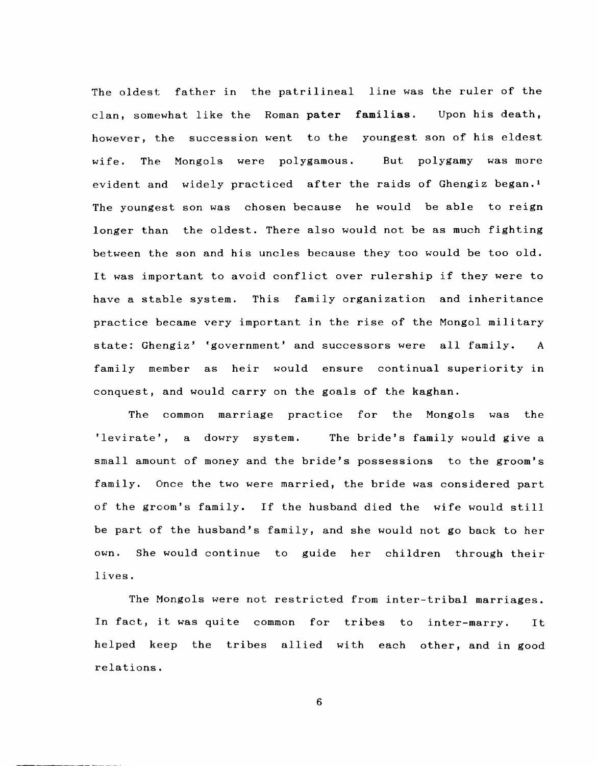The oldest father in the patrilineal line was the ruler of the clan, somewhat like the Roman **pater familias**. Upon his death, however, the succession went to the youngest son of his eldest wife. The Mongols were polygamous. But polygamy was more evident and widely practiced after the raids of Ghengiz began.[1] The youngest son was chosen because he would be able to reign longer than the oldest. There also would not be as much fighting between the son and his uncles because they too would be too old. It was important to avoid conflict over rulership if they were to have a stable system. This family organization and inheritance practice became very important in the rise of the Mongol military state: Ghengiz' 'government' and successors were all family. A family member as heir would ensure continual superiority in conquest, and would carry on the goals of the kaghan.

The common marriage practice for the Mongols was the 'levirate', a dowry system. The bride's family would give a small amount of money and the bride's possessions to the groom's family. Once the two were married, the bride was considered part of the groom's family. If the husband died the wife would still be part of the husband's family, and she would not go back to her own. She would continue to guide her children through their lives.

The Mongols were not restricted from inter-tribal marriages. In fact, it was quite common for tribes to inter-marry. It helped keep the tribes allied with each other, and in good relations.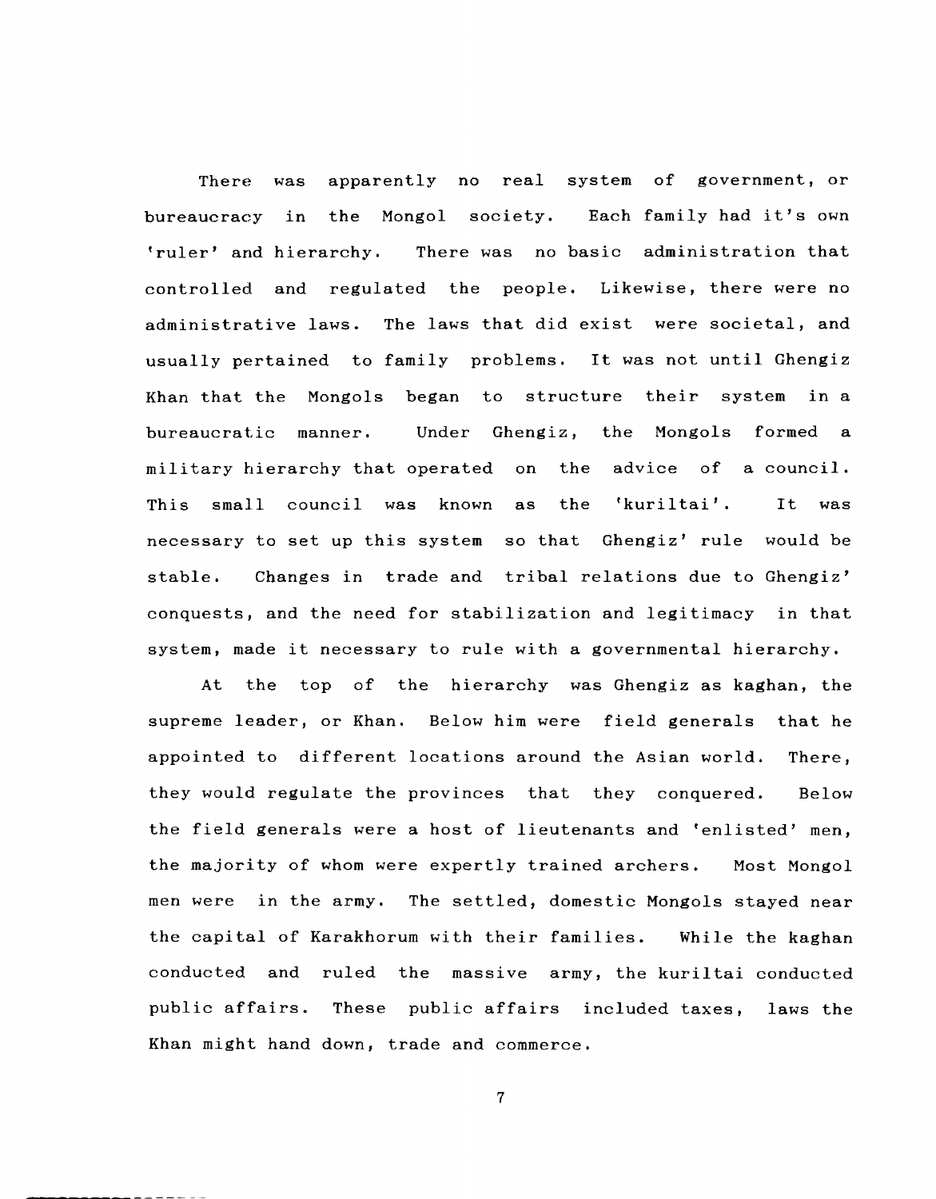There was apparently no real system of government, or bureaucracy in the Mongol society. Each family had it's own 'ruler' and hierarchy. There was no basic administration that controlled and regulated the people. Likewise, there were no administrative laws. The laws that did exist were societal, and usually pertained to family problems. It was not until Ghengiz Khan that the Mongols began to structure their system in a bureaucratic manner. Under Ghengiz, the Mongols formed a military hierarchy that operated on the advice of a council. This small council was known as the 'kuriltai'. It was necessary to set up this system so that Ghengiz' rule would be stable. Changes in trade and tribal relations due to Ghengiz' conquests, and the need for stabilization and legitimacy in that system, made it necessary to rule with a governmental hierarchy.

At the top of the hierarchy was Ghengiz as kaghan, the supreme leader, or Khan. Below him were field generals that he appointed to different locations around the Asian world. There, they would regulate the provinces that they conquered. Below the field generals were a host of lieutenants and 'enlisted' men, the majority of whom were expertly trained archers. Most Mongol men were in the army. The settled, domestic Mongols stayed near the capital of Karakhorum with their families. While the kaghan conducted and ruled the massive army, the kuriltai conducted public affairs. These public affairs included taxes, laws the Khan might hand down, trade and commerce.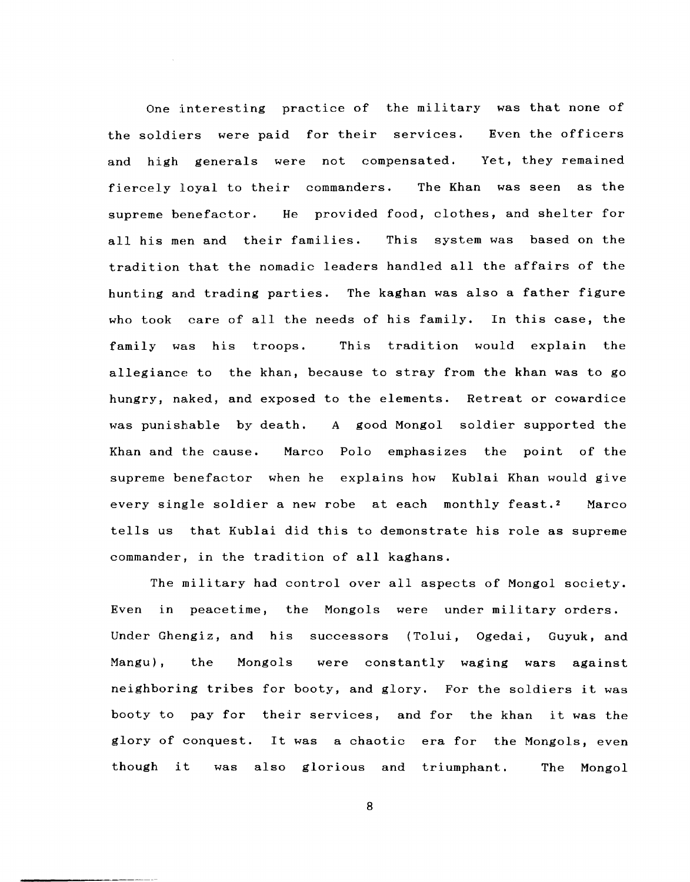One interesting practice of the military was that none of the soldiers were paid for their services. Even the officers and high generals were not compensated. Yet, they remained fiercely loyal to their commanders. The Khan was seen as the supreme benefactor. He provided food, clothes, and shelter for all his men and their families. This system was based on the tradition that the nomadic leaders handled all the affairs of the hunting and trading parties. The kaghan was also a father figure who took care of all the needs of his family. In this case, the family was his troops. This tradition would explain the allegiance to the khan, because to stray from the khan was to go hungry, naked, and exposed to the elements. Retreat or cowardice was punishable by death. A good Mongol soldier supported the Khan and the cause. Marco Polo emphasizes the point of the supreme benefactor when he explains how Kublai Khan would give every single soldier a new robe at each monthly feast.[2] Marco tells us that Kublai did this to demonstrate his role as supreme commander, in the tradition of all kaghans.

The military had control over all aspects of Mongol society. Even in peacetime, the Mongols were under military orders. Under Ghengiz, and his successors (Tolui, Ogedai, Guyuk, and Mangu), the Mongols were constantly waging wars against neighboring tribes for booty, and glory. For the soldiers it was booty to pay for their services, and for the khan it was the glory of conquest. It was a chaotic era for the Mongols, even though it was also glorious and triumphant. The Mongol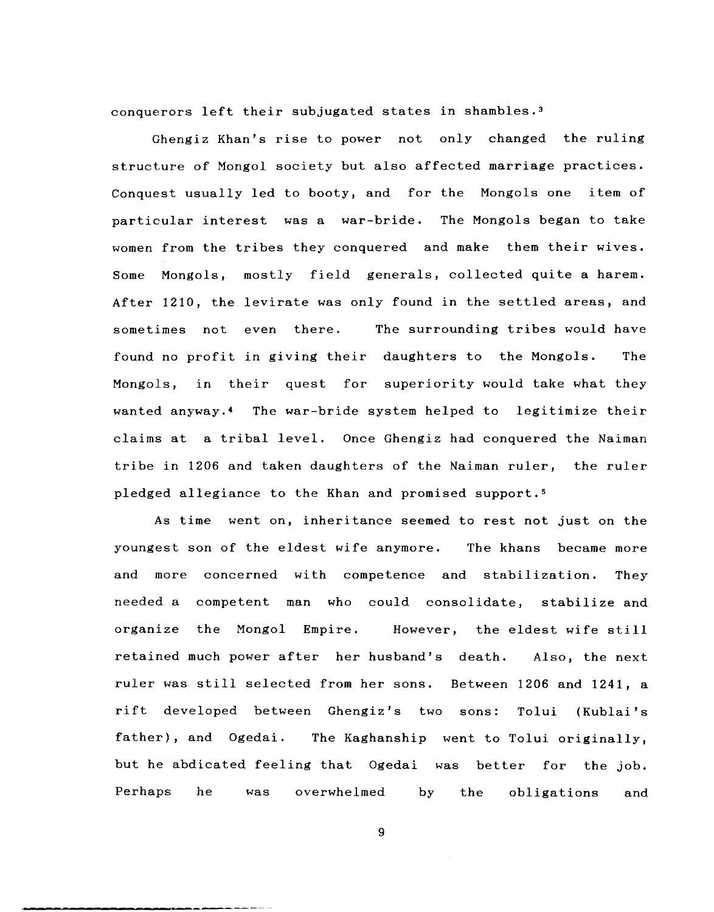conquerors left their subjugated states in shambles.[3]

Ghengiz Khan's rise to power not only changed the ruling structure of Mongol society but also affected marriage practices. Conquest usually led to booty, and for the Mongols one item of particular interest was a war-bride. The Mongols began to take women from the tribes they conquered and make them their wives. Some Mongols, mostly field generals, collected quite a harem. After 1210, the levirate was only found in the settled areas, and sometimes not even there. The surrounding tribes would have found no profit in giving their daughters to the Mongols. The Mongols, in their quest for superiority would take what they wanted anyway.[4] The war-bride system helped to legitimize their claims at a tribal level. Once Ghengiz had conquered the Naiman tribe in 1206 and taken daughters of the Naiman ruler, the ruler pledged allegiance to the Khan and promised support.[5]

As time went on, inheritance seemed to rest not just on the youngest son of the eldest wife anymore. The khans became more and more concerned with competence and stabilization. They needed a competent man who could consolidate, stabilize and organize the Mongol Empire. However, the eldest wife still retained much power after her husband's death. Also, the next ruler was still selected from her sons. Between 1206 and 1241, a rift developed between Ghengiz's two sons: Tolui (Kublai's father), and Ogedai. The Kaghanship went to Tolui originally, but he abdicated feeling that Ogedai was better for the job. Perhaps he was overwhelmed by the obligations and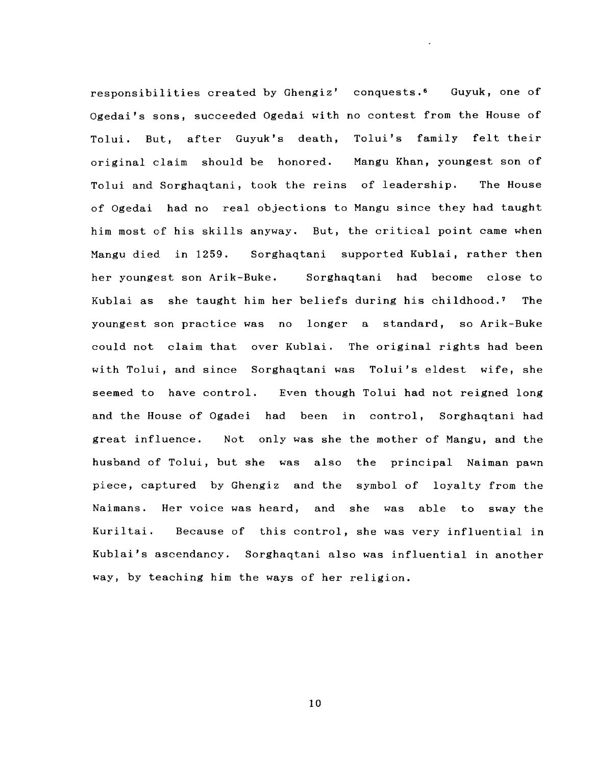responsibilities created by Ghengiz' conquests.[6] Guyuk, one of Ogedai's sons, succeeded Ogedai with no contest from the House of Tolui. But, after Guyuk's death, Tolui's family felt their original claim should be honored. Mangu Khan, youngest son of Tolui and Sorghaqtani, took the reins of leadership. The House of Ogedai had no real objections to Mangu since they had taught him most of his skills anyway. But, the critical point came when Mangu died in 1259. Sorghaqtani supported Kublai, rather then her youngest son Arik-Buke. Sorghaqtani had become close to Kublai as she taught him her beliefs during his childhood.[7] The youngest son practice was no longer a standard, so Arik-Buke could not claim that over Kublai. The original rights had been with Tolui, and since Sorghaqtani was Tolui's eldest wife, she seemed to have control. Even though Tolui had not reigned long and the House of Ogadei had been in control, Sorghaqtani had great influence. Not only was she the mother of Mangu, and the husband of Tolui, but she was also the principal Naiman pawn piece, captured by Ghengiz and the symbol of loyalty from the Naimans. Her voice was heard, and she was able to sway the Kuriltai. Because of this control, she was very influential in Kublai's ascendancy. Sorghaqtani also was influential in another way, by teaching him the ways of her religion.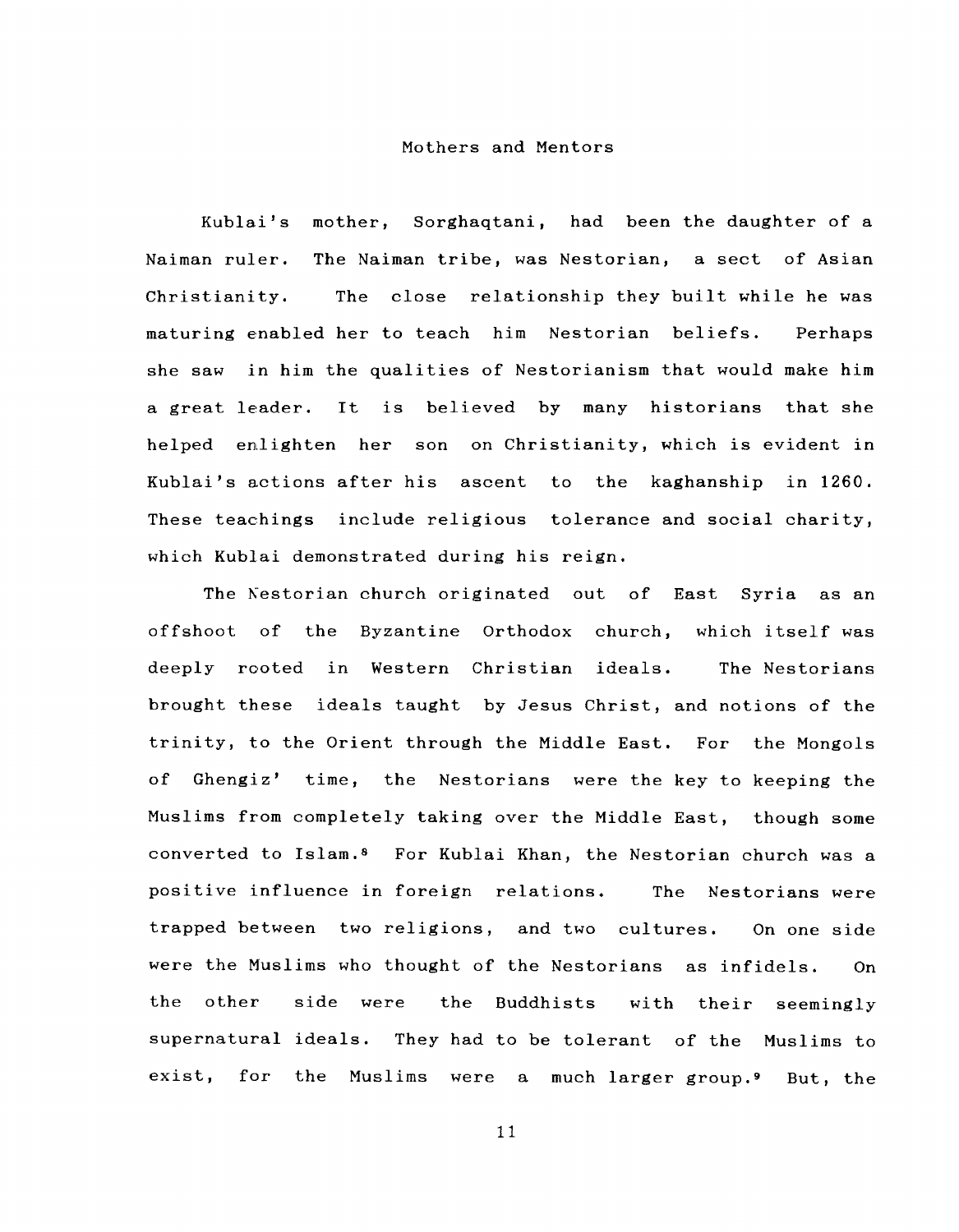## Mothers and Mentors

Kublai's mother, Sorghaqtani, had been the daughter of a Naiman ruler. The Naiman tribe, was Nestorian, a sect of Asian Christianity. The close relationship they built while he was maturing enabled her to teach him Nestorian beliefs. Perhaps she saw in him the qualities of Nestorianism that would make him a great leader. It is believed by many historians that she helped enlighten her son on Christianity, which is evident in Kublai's actions after his ascent to the kaghanship in 1260. These teachings include religious tolerance and social charity, which Kublai demonstrated during his reign.

The Nestorian church originated out of East Syria as an offshoot of the Byzantine Orthodox church, which itself was deeply rooted in Western Christian ideals. The Nestorians brought these ideals taught by Jesus Christ, and notions of the trinity, to the Orient through the Middle East. For the Mongols of Ghengiz' time, the Nestorians were the key to keeping the Muslims from completely taking over the Middle East, though some converted to Islam.[8] For Kublai Khan, the Nestorian church was a positive influence in foreign relations. The Nestorians were trapped between two religions, and two cultures. On one side were the Muslims who thought of the Nestorians as infidels. On the other side were the Buddhists with their seemingly supernatural ideals. They had to be tolerant of the Muslims to exist, for the Muslims were a much larger group.[9] But, the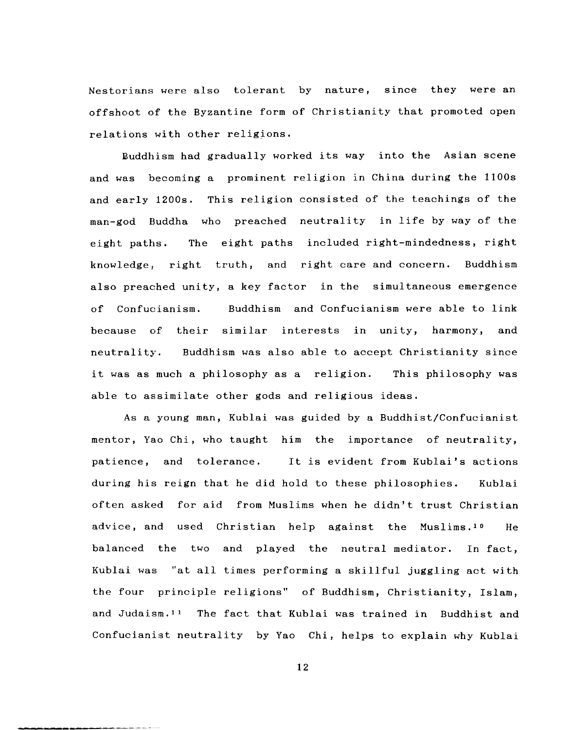Nestorians were also tolerant by nature, since they were an offshoot of the Byzantine form of Christianity that promoted open relations with other religions.

Buddhism had gradually worked its way into the Asian scene and was becoming a prominent religion in China during the 1100s and early 1200s. This religion consisted of the teachings of the man-god Buddha who preached neutrality in life by way of the eight paths. The eight paths included right-mindedness, right knowledge, right truth, and right care and concern. Buddhism also preached unity, a key factor in the simultaneous emergence of Confucianism. Buddhism and Confucianism were able to link because of their similar interests in unity, harmony, and neutrality. Buddhism was also able to accept Christianity since it was as much a philosophy as a religion. This philosophy was able to assimilate other gods and religious ideas.

As a young man, Kublai was guided by a Buddhist/Confucianist mentor, Yao Chi, who taught him the importance of neutrality, patience, and tolerance. It is evident from Kublai's actions during his reign that he did hold to these philosophies. Kublai often asked for aid from Muslims when he didn't trust Christian advice, and used Christian help against the Muslims.[10] He balanced the two and played the neutral mediator. In fact, Kublai was "at all times performing a skillful juggling act with the four principle religions" of Buddhism, Christianity, Islam, and Judaism.[11] The fact that Kublai was trained in Buddhist and Confucianist neutrality by Yao Chi, helps to explain why Kublai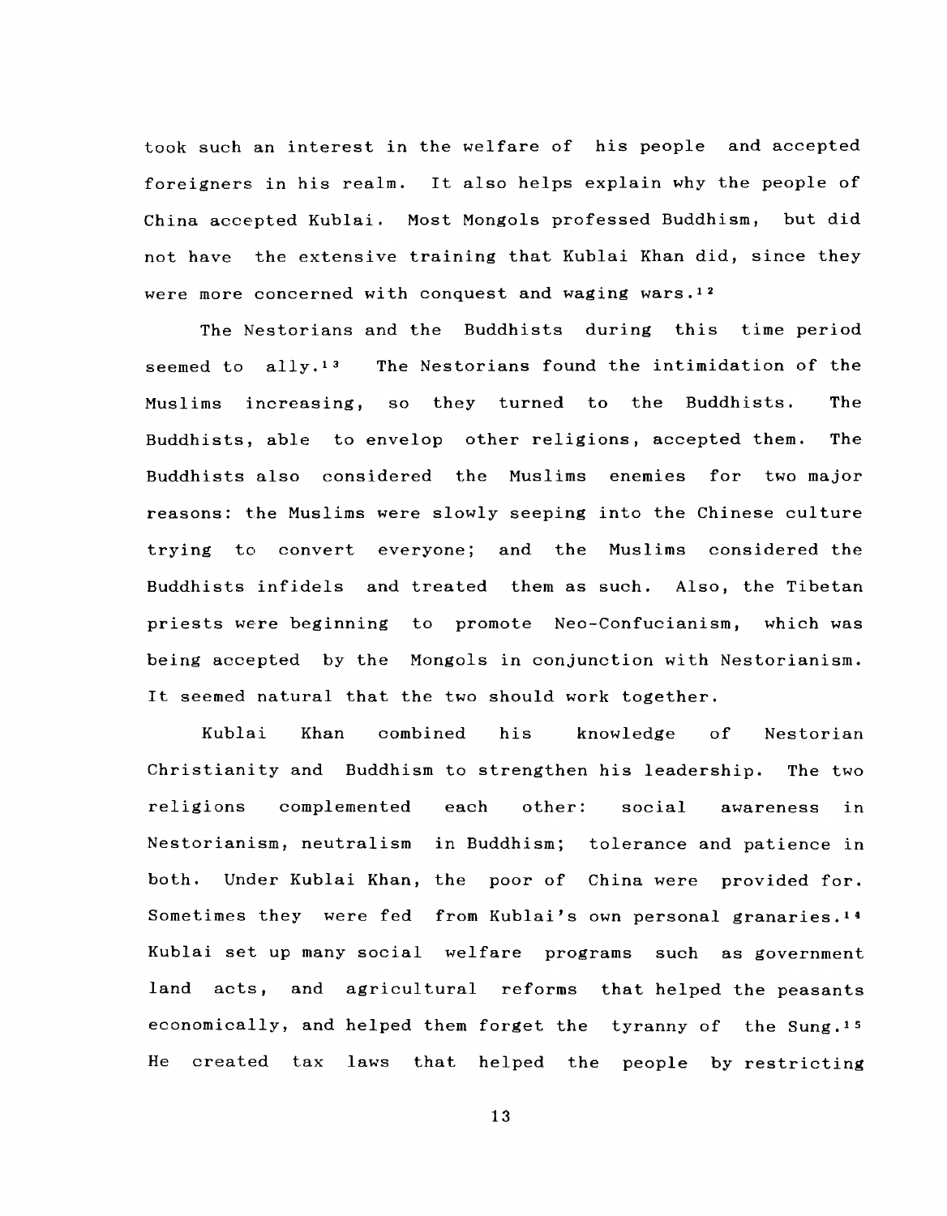took such an interest in the welfare of his people and accepted foreigners in his realm. It also helps explain why the people of China accepted Kublai. Most Mongols professed Buddhism, but did not have the extensive training that Kublai Khan did, since they were more concerned with conquest and waging wars.[12]

The Nestorians and the Buddhists during this time period seemed to ally.[13] The Nestorians found the intimidation of the Muslims increasing, so they turned to the Buddhists. The Buddhists, able to envelop other religions, accepted them. The Buddhists also considered the Muslims enemies for two major reasons: the Muslims were slowly seeping into the Chinese culture trying to convert everyone; and the Muslims considered the Buddhists infidels and treated them as such. Also, the Tibetan priests were beginning to promote Neo-Confucianism, which was being accepted by the Mongols in conjunction with Nestorianism. It seemed natural that the two should work together.

Kublai Khan combined his knowledge of Nestorian Christianity and Buddhism to strengthen his leadership. The two religions complemented each other: social awareness in Nestorianism, neutralism in Buddhism; tolerance and patience in both. Under Kublai Khan, the poor of China were provided for. Sometimes they were fed from Kublai's own personal granaries.[14] Kublai set up many social welfare programs such as government land acts, and agricultural reforms that helped the peasants economically, and helped them forget the tyranny of the Sung.[15] He created tax laws that helped the people by restricting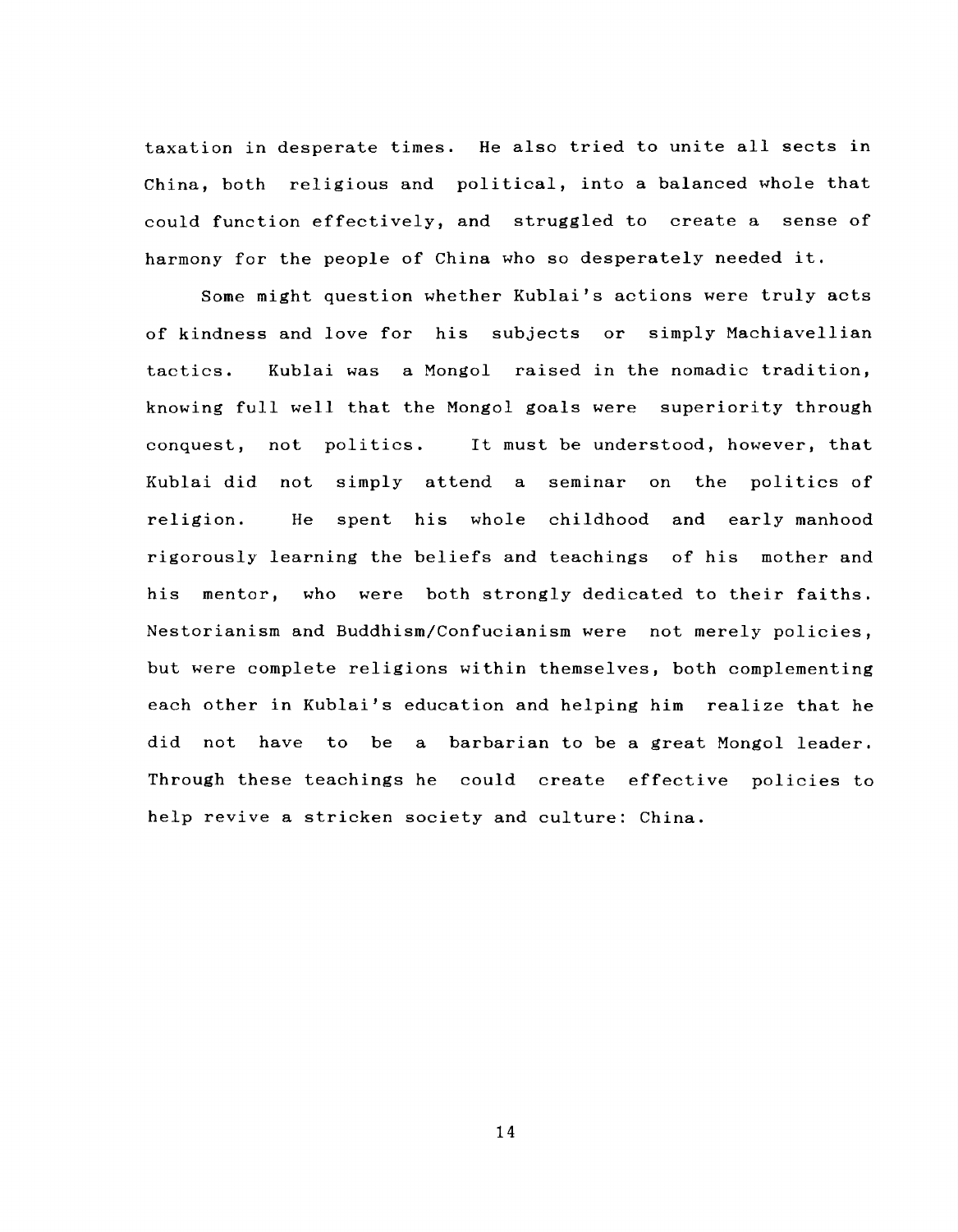taxation in desperate times. He also tried to unite all sects in China, both religious and political, into a balanced whole that could function effectively, and struggled to create a sense of harmony for the people of China who so desperately needed it.

Some might question whether Kublai's actions were truly acts of kindness and love for his subjects or simply Machiavellian tactics. Kublai was a Mongol raised in the nomadic tradition, knowing full well that the Mongol goals were superiority through conquest, not politics. It must be understood, however, that Kublai did not simply attend a seminar on the politics of religion. He spent his whole childhood and early manhood rigorously learning the beliefs and teachings of his mother and his mentor, who were both strongly dedicated to their faiths. Nestorianism and Buddhism/Confucianism were not merely policies, but were complete religions within themselves, both complementing each other in Kublai's education and helping him realize that he did not have to be a barbarian to be a great Mongol leader. Through these teachings he could create effective policies to help revive a stricken society and culture: China.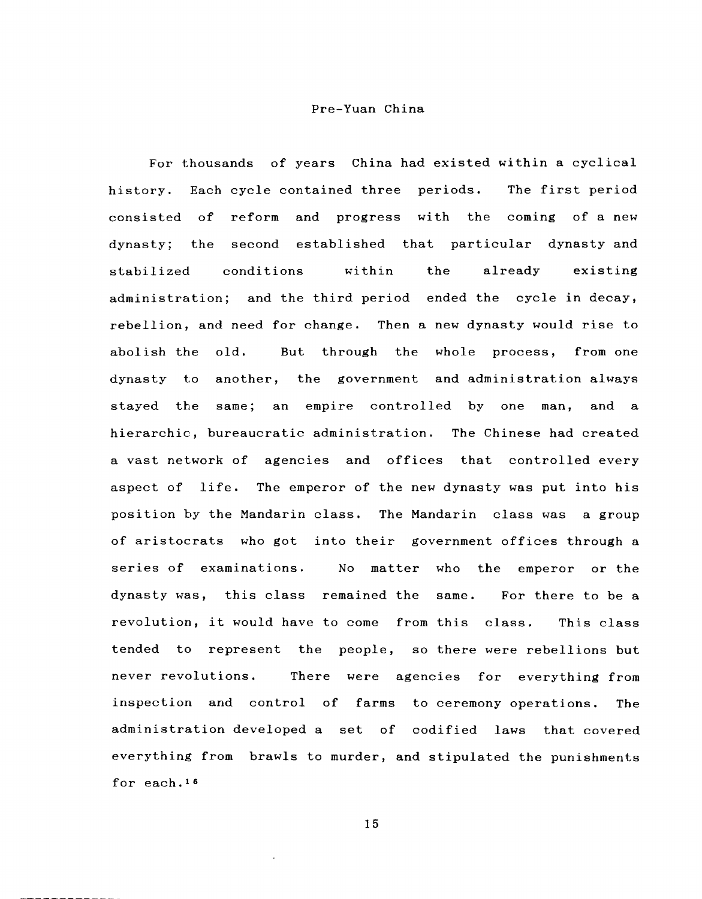## Pre-Yuan China

For thousands of years China had existed within a cyclical history. Each cycle contained three periods. The first period consisted of reform and progress with the coming of a new dynasty; the second established that particular dynasty and stabilized conditions within the already existing administration; and the third period ended the cycle in decay, rebellion, and need for change. Then a new dynasty would rise to abolish the old. But through the whole process, from one dynasty to another, the government and administration always stayed the same; an empire controlled by one man, and a hierarchic, bureaucratic administration. The Chinese had created a vast network of agencies and offices that controlled every aspect of life. The emperor of the new dynasty was put into his position by the Mandarin class. The Mandarin class was a group of aristocrats who got into their government offices through a series of examinations. No matter who the emperor or the dynasty was, this class remained the same. For there to be a revolution, it would have to come from this class. This class tended to represent the people, so there were rebellions but never revolutions. There were agencies for everything from inspection and control of farms to ceremony operations. The administration developed a set of codified laws that covered everything from brawls to murder, and stipulated the punishments for each.[16]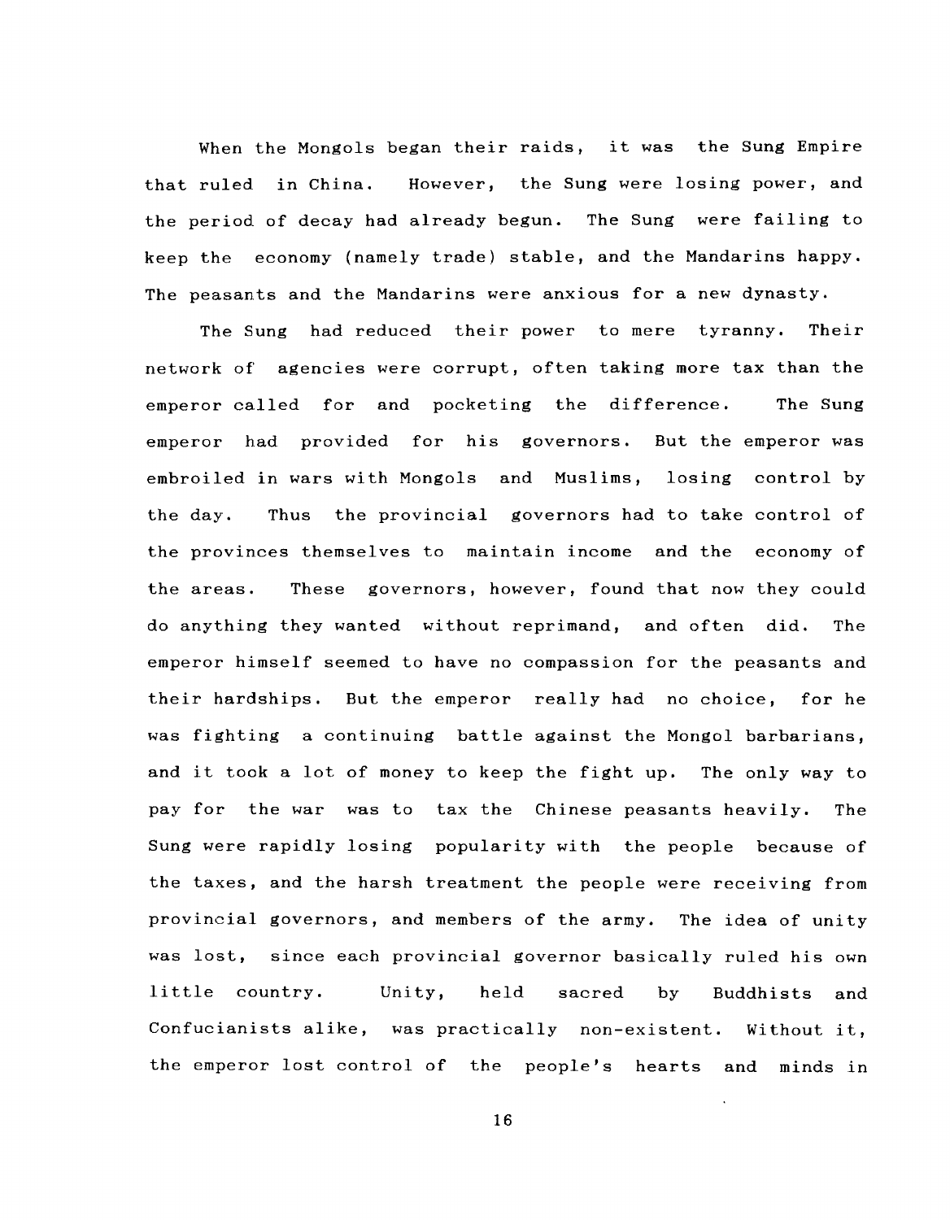When the Mongols began their raids, it was the Sung Empire that ruled in China. However, the Sung were losing power, and the period of decay had already begun. The Sung were failing to keep the economy (namely trade) stable, and the Mandarins happy. The peasants and the Mandarins were anxious for a new dynasty.

The Sung had reduced their power to mere tyranny. Their network of agencies were corrupt, often taking more tax than the emperor called for and pocketing the difference. The Sung emperor had provided for his governors. But the emperor was embroiled in wars with Mongols and Muslims, losing control by the day. Thus the provincial governors had to take control of the provinces themselves to maintain income and the economy of the areas. These governors, however, found that now they could do anything they wanted without reprimand, and often did. The emperor himself seemed to have no compassion for the peasants and their hardships. But the emperor really had no choice, for he was fighting a continuing battle against the Mongol barbarians, and it took a lot of money to keep the fight up. The only way to pay for the war was to tax the Chinese peasants heavily. The Sung were rapidly losing popularity with the people because of the taxes, and the harsh treatment the people were receiving from provincial governors, and members of the army. The idea of unity was lost, since each provincial governor basically ruled his own little country. Unity, held sacred by Buddhists and Confucianists alike, was practically non-existent. Without it, the emperor lost control of the people's hearts and minds in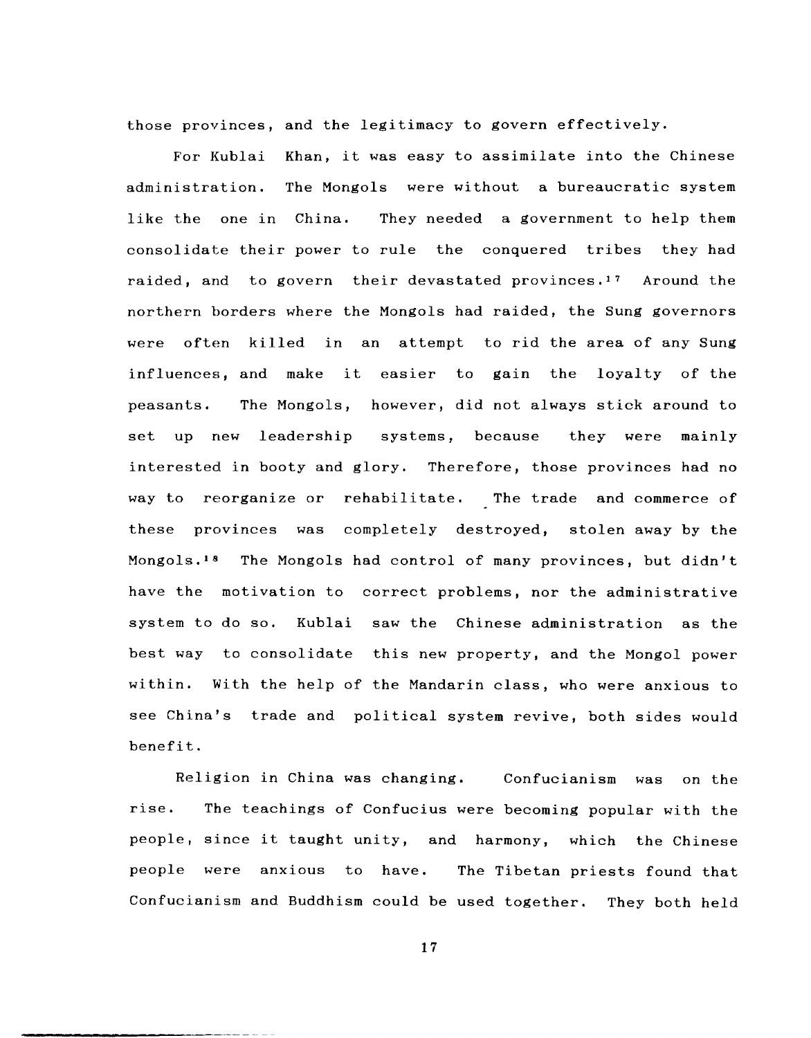those provinces, and the legitimacy to govern effectively.

For Kublai Khan, it was easy to assimilate into the Chinese administration. The Mongols were without a bureaucratic system like the one in China. They needed a government to help them consolidate their power to rule the conquered tribes they had raided, and to govern their devastated provinces.[17] Around the northern borders where the Mongols had raided, the Sung governors were often killed in an attempt to rid the area of any Sung influences, and make it easier to gain the loyalty of the peasants. The Mongols, however, did not always stick around to set up new leadership systems, because they were mainly interested in booty and glory. Therefore, those provinces had no way to reorganize or rehabilitate. The trade and commerce of these provinces was completely destroyed, stolen away by the Mongols.[18] The Mongols had control of many provinces, but didn't have the motivation to correct problems, nor the administrative system to do so. Kublai saw the Chinese administration as the best way to consolidate this new property, and the Mongol power within. With the help of the Mandarin class, who were anxious to see China's trade and political system revive, both sides would benefit.

Religion in China was changing. Confucianism was on the rise. The teachings of Confucius were becoming popular with the people, since it taught unity, and harmony, which the Chinese people were anxious to have. The Tibetan priests found that Confucianism and Buddhism could be used together. They both held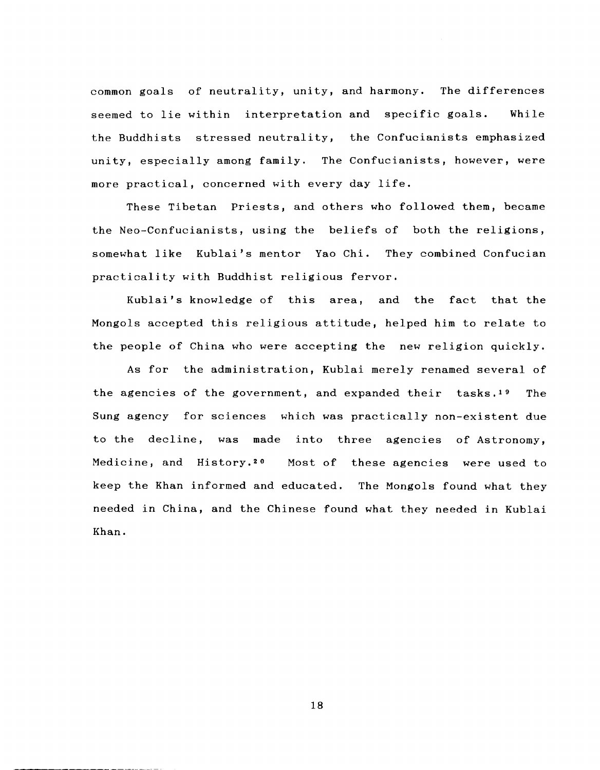common goals of neutrality, unity, and harmony. The differences seemed to lie within interpretation and specific goals. While the Buddhists stressed neutrality, the Confucianists emphasized unity, especially among family. The Confucianists, however, were more practical, concerned with every day life.

These Tibetan Priests, and others who followed them, became the Neo-Confucianists, using the beliefs of both the religions, somewhat like Kublai's mentor Yao Chi. They combined Confucian practicality with Buddhist religious fervor.

Kublai's knowledge of this area, and the fact that the Mongols accepted this religious attitude, helped him to relate to the people of China who were accepting the new religion quickly.

As for the administration, Kublai merely renamed several of the agencies of the government, and expanded their tasks.[19] The Sung agency for sciences which was practically non-existent due to the decline, was made into three agencies of Astronomy, Medicine, and History.[20] Most of these agencies were used to keep the Khan informed and educated. The Mongols found what they needed in China, and the Chinese found what they needed in Kublai Khan.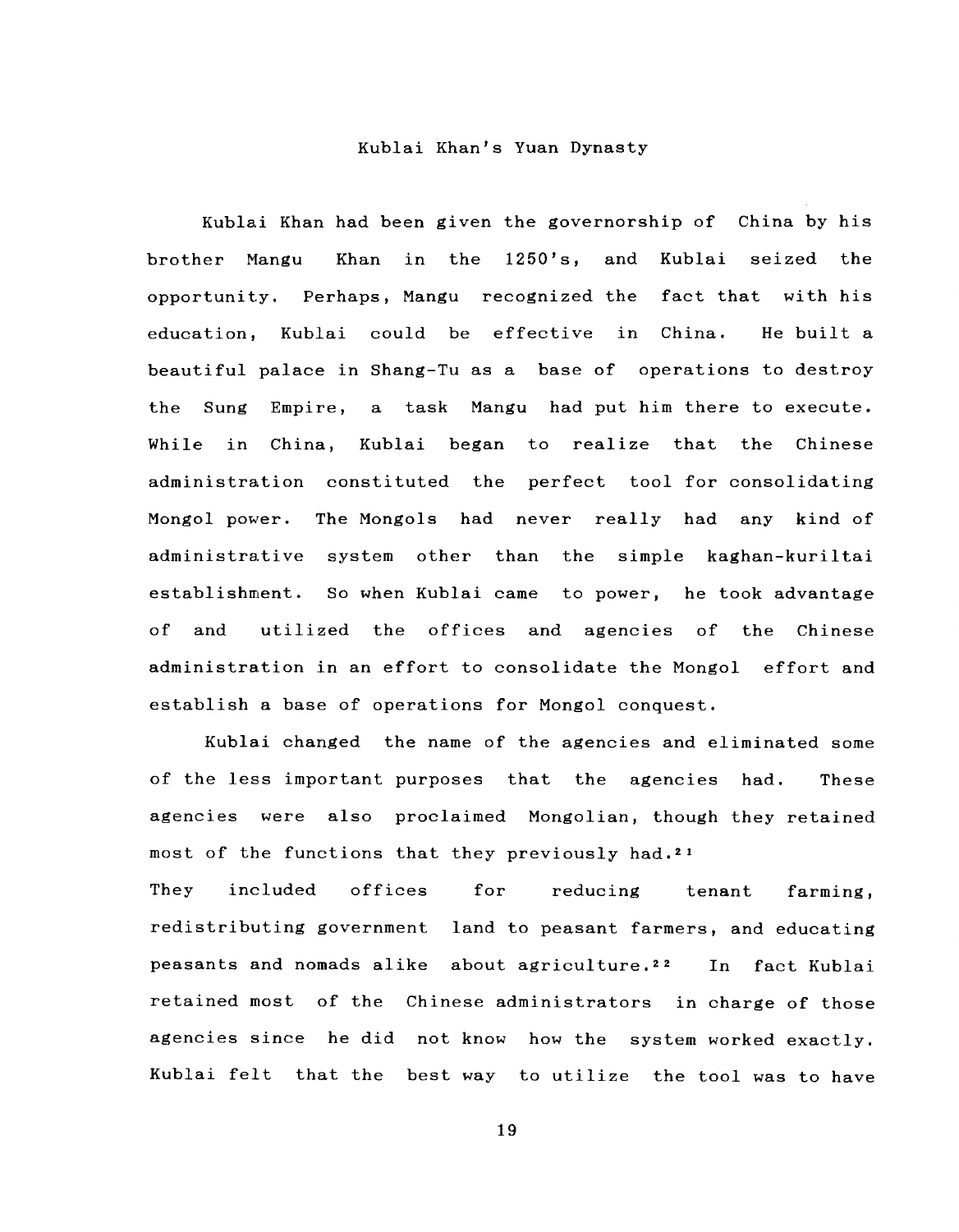## Kublai Khan's Yuan Dynasty

Kublai Khan had been given the governorship of China by his brother Mangu Khan in the 1250's, and Kublai seized the opportunity. Perhaps, Mangu recognized the fact that with his education, Kublai could be effective in China. He built a beautiful palace in Shang-Tu as a base of operations to destroy the Sung Empire, a task Mangu had put him there to execute. While in China, Kublai began to realize that the Chinese administration constituted the perfect tool for consolidating Mongol power. The Mongols had never really had any kind of administrative system other than the simple kaghan-kuriltai establishment. So when Kublai came to power, he took advantage of and utilized the offices and agencies of the Chinese administration in an effort to consolidate the Mongol effort and establish a base of operations for Mongol conquest.

Kublai changed the name of the agencies and eliminated some of the less important purposes that the agencies had. These agencies were also proclaimed Mongolian, though they retained most of the functions that they previously had.[21]
They included offices for reducing tenant farming, redistributing government land to peasant farmers, and educating peasants and nomads alike about agriculture.[22] In fact Kublai retained most of the Chinese administrators in charge of those agencies since he did not know how the system worked exactly. Kublai felt that the best way to utilize the tool was to have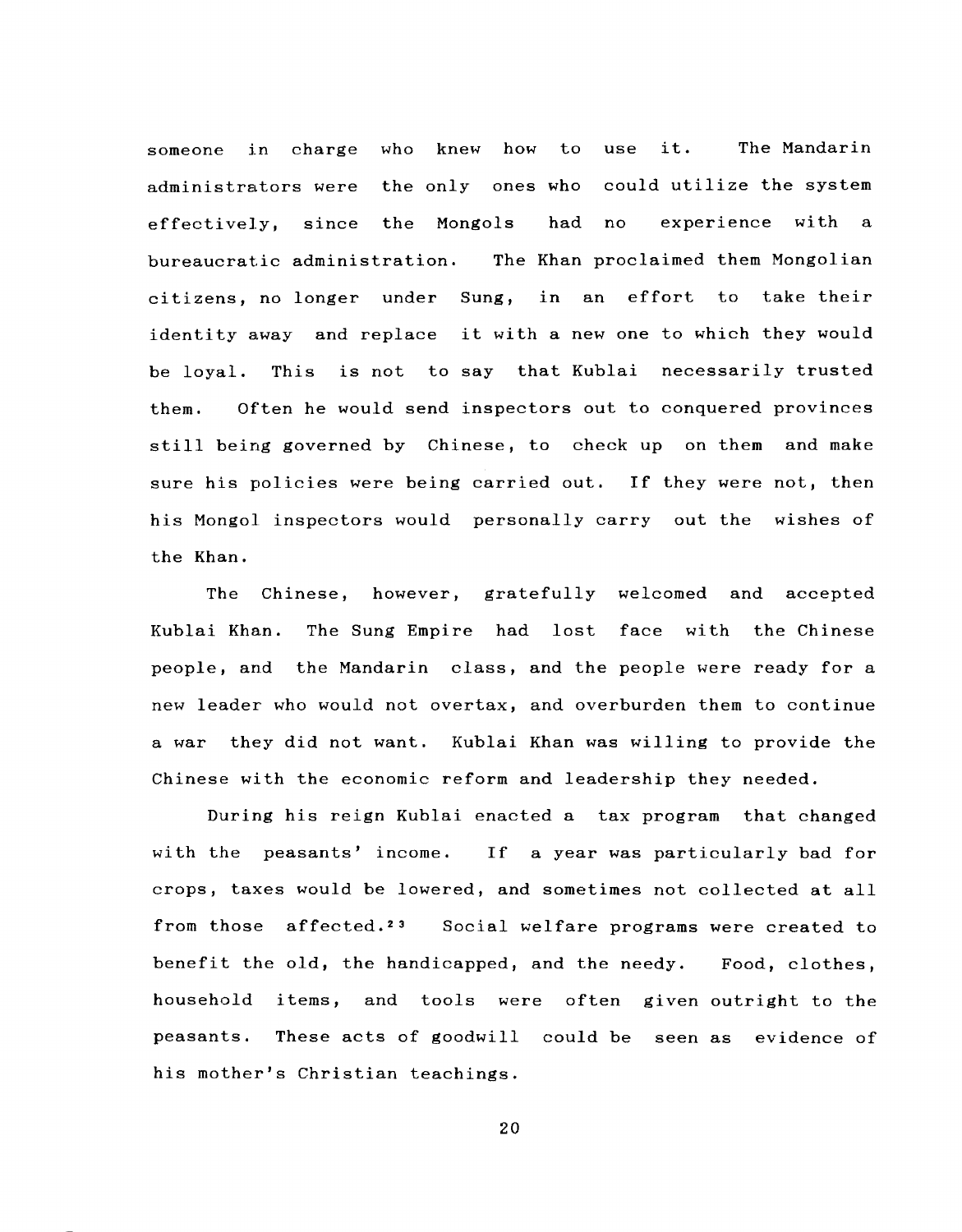someone in charge who knew how to use it. The Mandarin administrators were the only ones who could utilize the system effectively, since the Mongols had no experience with a bureaucratic administration. The Khan proclaimed them Mongolian citizens, no longer under Sung, in an effort to take their identity away and replace it with a new one to which they would be loyal. This is not to say that Kublai necessarily trusted them. Often he would send inspectors out to conquered provinces still being governed by Chinese, to check up on them and make sure his policies were being carried out. If they were not, then his Mongol inspectors would personally carry out the wishes of the Khan.

The Chinese, however, gratefully welcomed and accepted Kublai Khan. The Sung Empire had lost face with the Chinese people, and the Mandarin class, and the people were ready for a new leader who would not overtax, and overburden them to continue a war they did not want. Kublai Khan was willing to provide the Chinese with the economic reform and leadership they needed.

During his reign Kublai enacted a tax program that changed with the peasants' income. If a year was particularly bad for crops, taxes would be lowered, and sometimes not collected at all from those affected.[23] Social welfare programs were created to benefit the old, the handicapped, and the needy. Food, clothes, household items, and tools were often given outright to the peasants. These acts of goodwill could be seen as evidence of his mother's Christian teachings.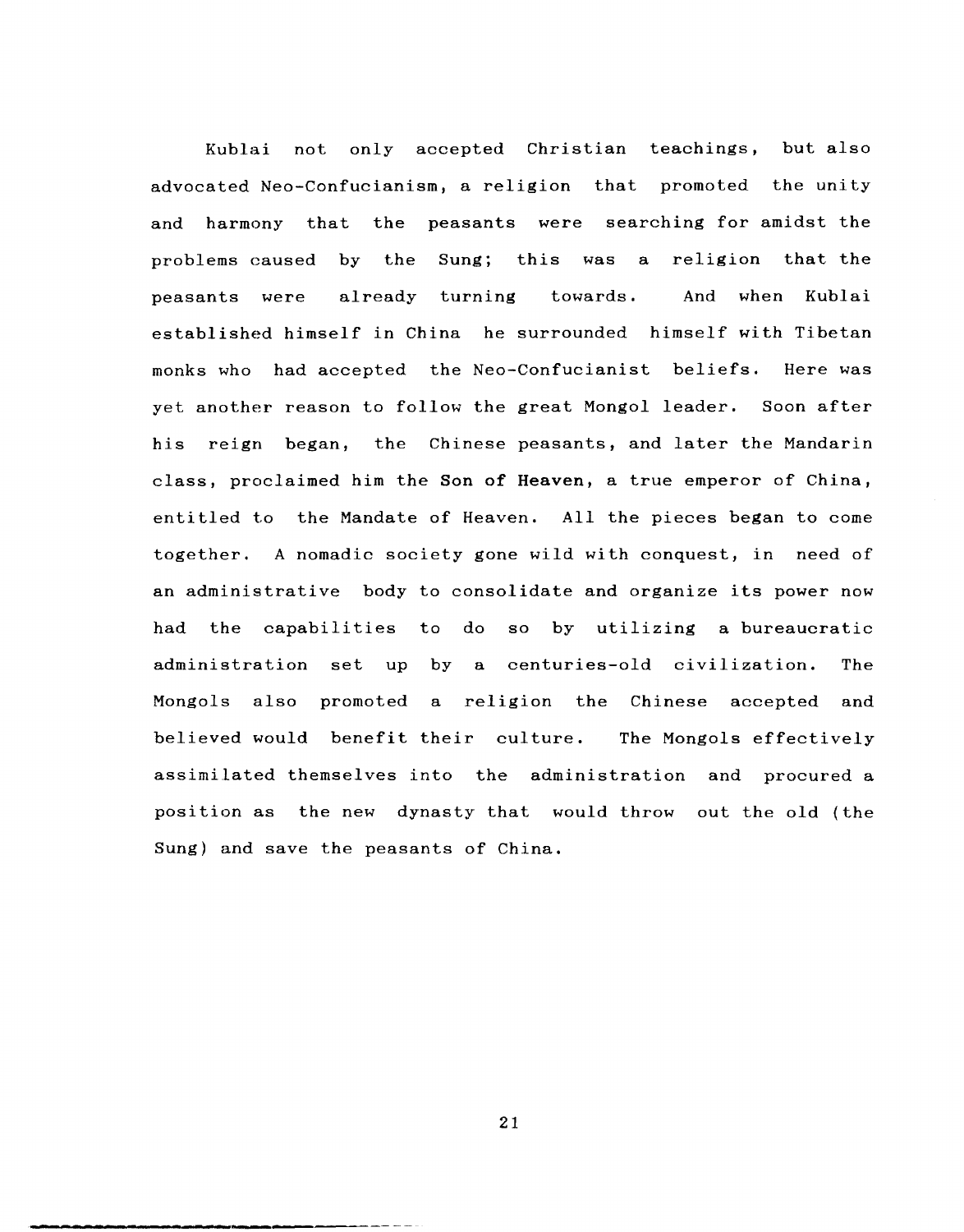Kublai not only accepted Christian teachings, but also advocated Neo-Confucianism, a religion that promoted the unity and harmony that the peasants were searching for amidst the problems caused by the Sung; this was a religion that the peasants were already turning towards. And when Kublai established himself in China he surrounded himself with Tibetan monks who had accepted the Neo-Confucianist beliefs. Here was yet another reason to follow the great Mongol leader. Soon after his reign began, the Chinese peasants, and later the Mandarin class, proclaimed him the **Son of Heaven**, a true emperor of China, entitled to the Mandate of Heaven. All the pieces began to come together. A nomadic society gone wild with conquest, in need of an administrative body to consolidate and organize its power now had the capabilities to do so by utilizing a bureaucratic administration set up by a centuries-old civilization. The Mongols also promoted a religion the Chinese accepted and believed would benefit their culture. The Mongols effectively assimilated themselves into the administration and procured a position as the new dynasty that would throw out the old (the Sung) and save the peasants of China.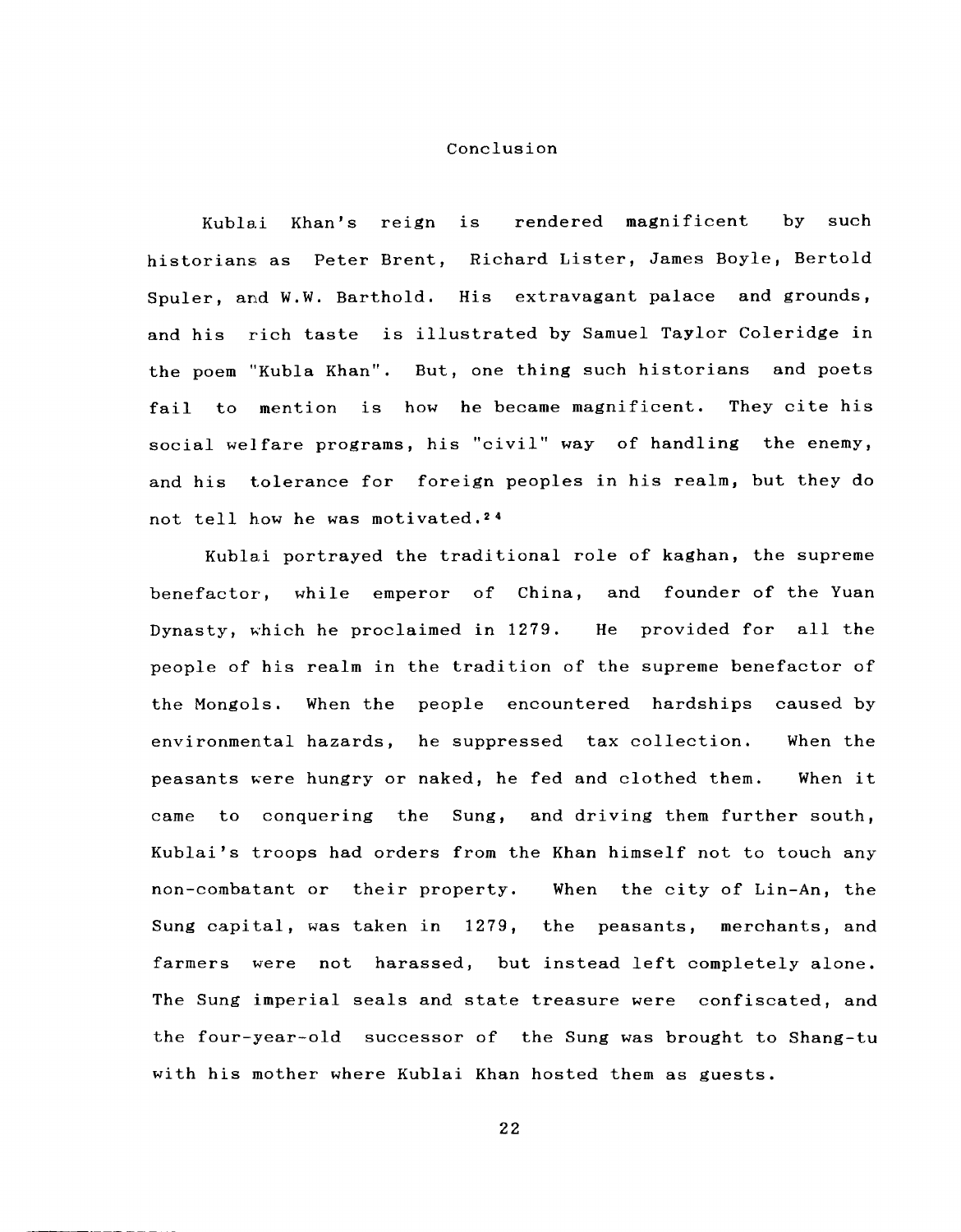# Conclusion

Kublai Khan's reign is rendered magnificent by such historians as Peter Brent, Richard Lister, James Boyle, Bertold Spuler, and W.W. Barthold. His extravagant palace and grounds, and his rich taste is illustrated by Samuel Taylor Coleridge in the poem "Kubla Khan". But, one thing such historians and poets fail to mention is how he became magnificent. They cite his social welfare programs, his "civil" way of handling the enemy, and his tolerance for foreign peoples in his realm, but they do not tell how he was motivated.[24]

Kublai portrayed the traditional role of kaghan, the supreme benefactor, while emperor of China, and founder of the Yuan Dynasty, which he proclaimed in 1279. He provided for all the people of his realm in the tradition of the supreme benefactor of the Mongols. When the people encountered hardships caused by environmental hazards, he suppressed tax collection. When the peasants were hungry or naked, he fed and clothed them. When it came to conquering the Sung, and driving them further south, Kublai's troops had orders from the Khan himself not to touch any non-combatant or their property. When the city of Lin-An, the Sung capital, was taken in 1279, the peasants, merchants, and farmers were not harassed, but instead left completely alone. The Sung imperial seals and state treasure were confiscated, and the four-year-old successor of the Sung was brought to Shang-tu with his mother where Kublai Khan hosted them as guests.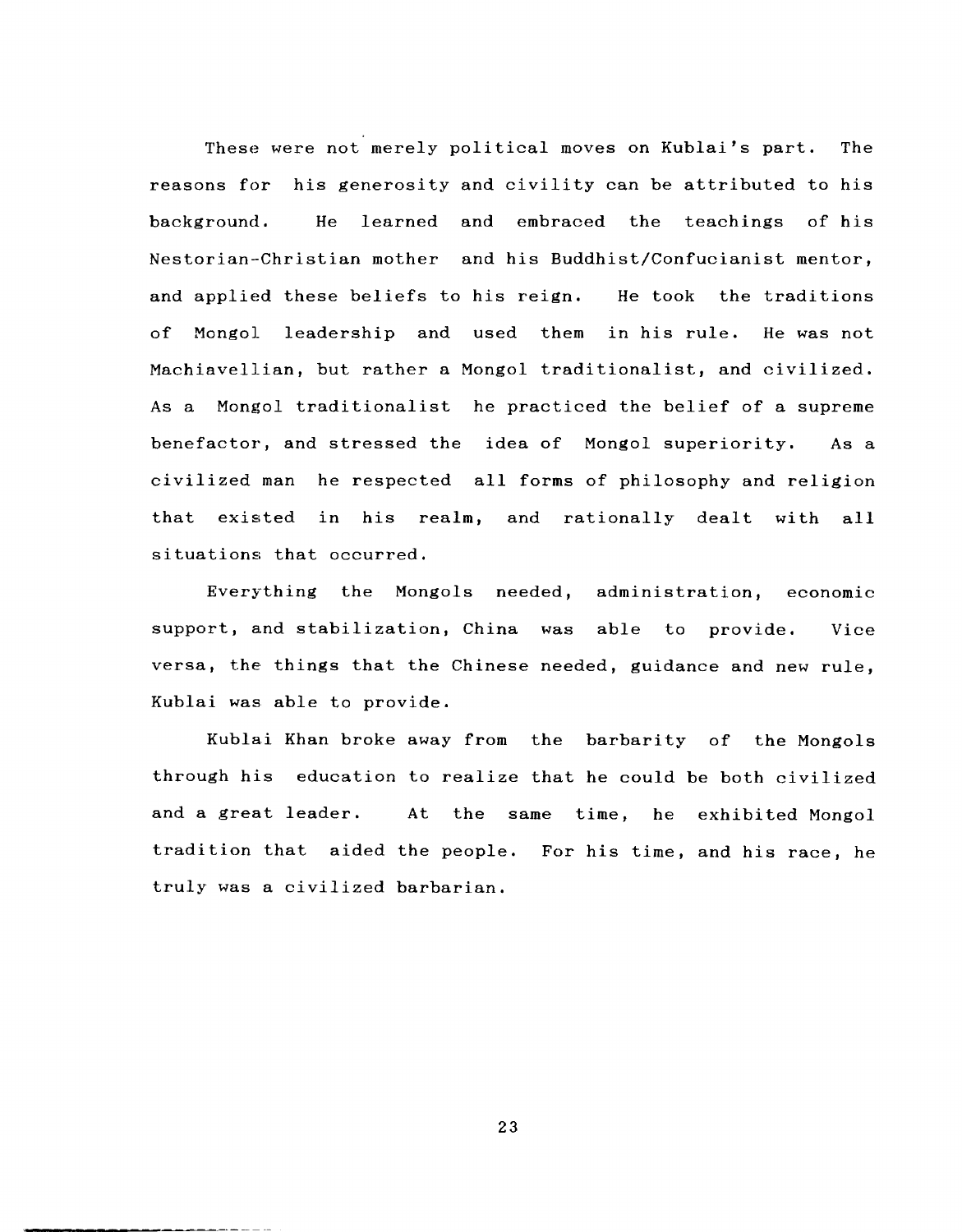These were not merely political moves on Kublai's part. The reasons for his generosity and civility can be attributed to his background. He learned and embraced the teachings of his Nestorian-Christian mother and his Buddhist/Confucianist mentor, and applied these beliefs to his reign. He took the traditions of Mongol leadership and used them in his rule. He was not Machiavellian, but rather a Mongol traditionalist, and civilized. As a Mongol traditionalist he practiced the belief of a supreme benefactor, and stressed the idea of Mongol superiority. As a civilized man he respected all forms of philosophy and religion that existed in his realm, and rationally dealt with all situations that occurred.

Everything the Mongols needed, administration, economic support, and stabilization, China was able to provide. Vice versa, the things that the Chinese needed, guidance and new rule, Kublai was able to provide.

Kublai Khan broke away from the barbarity of the Mongols through his education to realize that he could be both civilized and a great leader. At the same time, he exhibited Mongol tradition that aided the people. For his time, and his race, he truly was a civilized barbarian.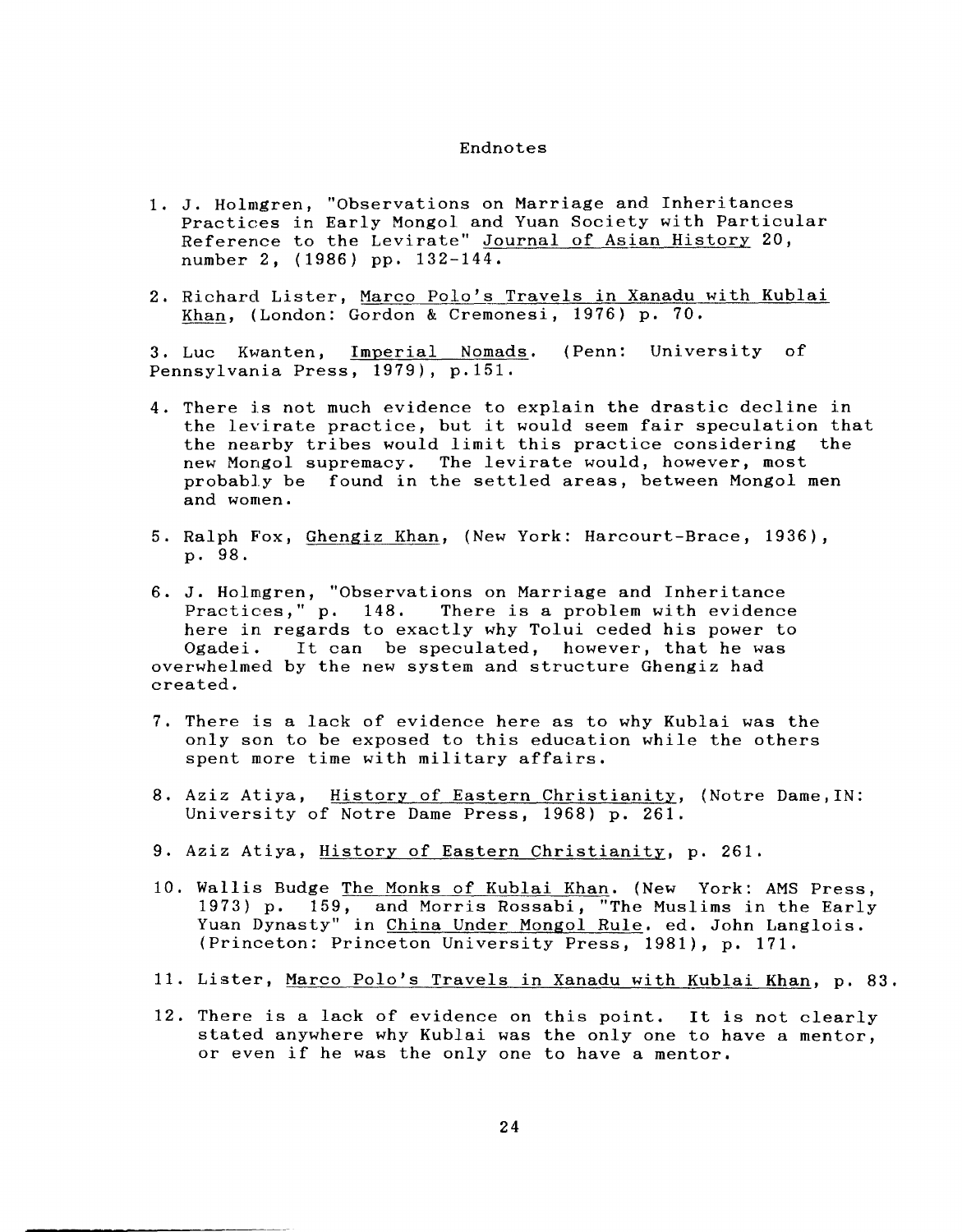# Endnotes

1. J. Holmgren, "Observations on Marriage and Inheritances Practices in Early Mongol and Yuan Society with Particular Reference to the Levirate" Journal of Asian History 20, number 2, (1986) pp. 132-144.

2. Richard Lister, Marco Polo's Travels in Xanadu with Kublai Khan, (London: Gordon & Cremonesi, 1976) p. 70.

3. Luc Kwanten, Imperial Nomads. (Penn: University of Pennsylvania Press, 1979), p.151.

4. There is not much evidence to explain the drastic decline in the levirate practice, but it would seem fair speculation that the nearby tribes would limit this practice considering the new Mongol supremacy. The levirate would, however, most probably be found in the settled areas, between Mongol men and women.

5. Ralph Fox, Ghengiz Khan, (New York: Harcourt-Brace, 1936), p. 98.

6. J. Holmgren, "Observations on Marriage and Inheritance Practices," p. 148. There is a problem with evidence here in regards to exactly why Tolui ceded his power to Ogadei. It can be speculated, however, that he was overwhelmed by the new system and structure Ghengiz had created.

7. There is a lack of evidence here as to why Kublai was the only son to be exposed to this education while the others spent more time with military affairs.

8. Aziz Atiya, History of Eastern Christianity, (Notre Dame,IN: University of Notre Dame Press, 1968) p. 261.

9. Aziz Atiya, History of Eastern Christianity, p. 261.

10. Wallis Budge The Monks of Kublai Khan. (New York: AMS Press, 1973) p. 159, and Morris Rossabi, "The Muslims in the Early Yuan Dynasty" in China Under Mongol Rule. ed. John Langlois. (Princeton: Princeton University Press, 1981), p. 171.

11. Lister, Marco Polo's Travels in Xanadu with Kublai Khan, p. 83.

12. There is a lack of evidence on this point. It is not clearly stated anywhere why Kublai was the only one to have a mentor, or even if he was the only one to have a mentor.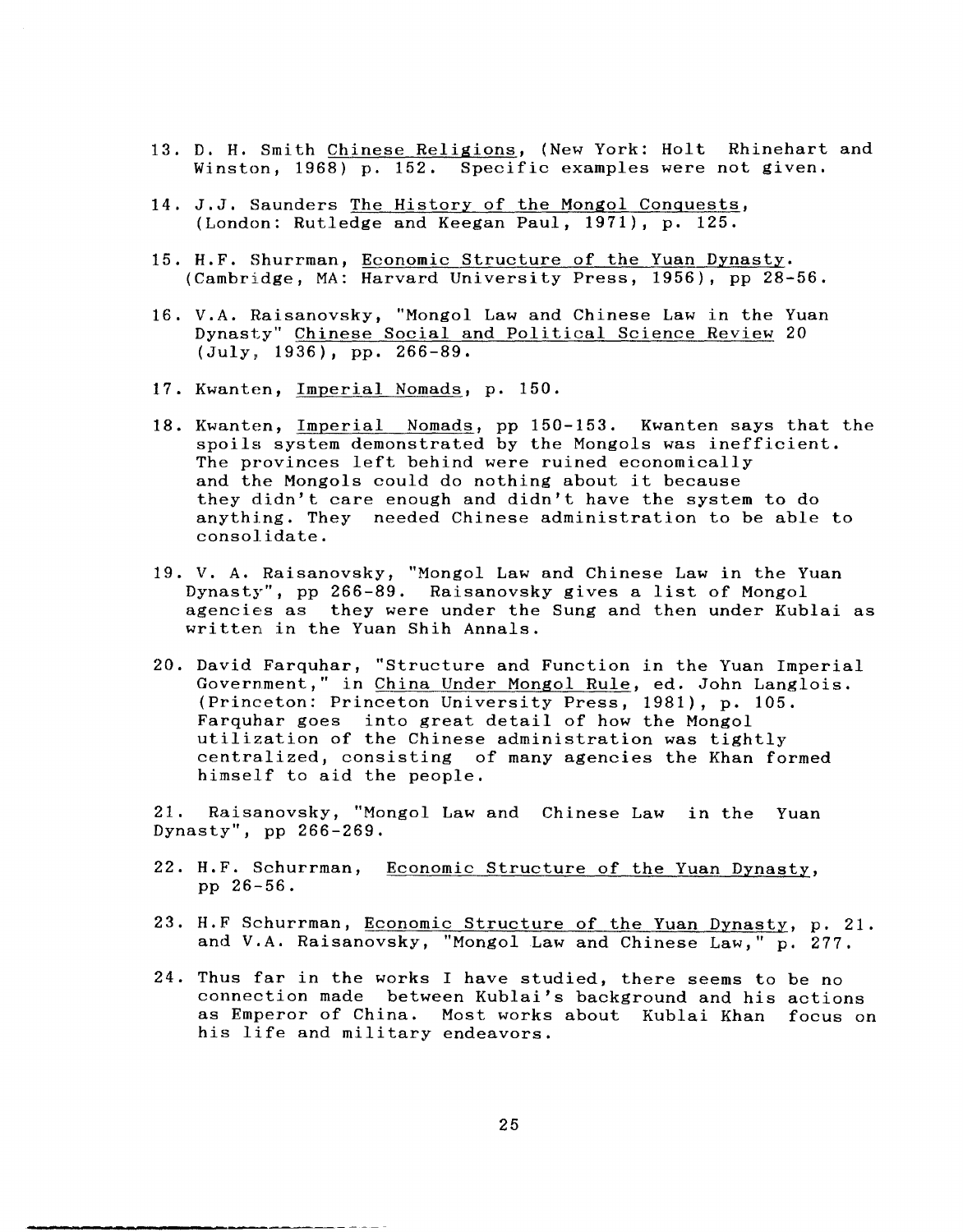13. D. H. Smith _Chinese Religions_, (New York: Holt Rhinehart and Winston, 1968) p. 152. Specific examples were not given.

14. J.J. Saunders _The History of the Mongol Conquests_, (London: Rutledge and Keegan Paul, 1971), p. 125.

15. H.F. Shurrman, _Economic Structure of the Yuan Dynasty_. (Cambridge, MA: Harvard University Press, 1956), pp 28-56.

16. V.A. Raisanovsky, "Mongol Law and Chinese Law in the Yuan Dynasty" _Chinese Social and Political Science Review_ 20 (July, 1936), pp. 266-89.

17. Kwanten, _Imperial Nomads_, p. 150.

18. Kwanten, _Imperial Nomads_, pp 150-153. Kwanten says that the spoils system demonstrated by the Mongols was inefficient. The provinces left behind were ruined economically and the Mongols could do nothing about it because they didn't care enough and didn't have the system to do anything. They needed Chinese administration to be able to consolidate.

19. V. A. Raisanovsky, "Mongol Law and Chinese Law in the Yuan Dynasty", pp 266-89. Raisanovsky gives a list of Mongol agencies as they were under the Sung and then under Kublai as written in the Yuan Shih Annals.

20. David Farquhar, "Structure and Function in the Yuan Imperial Government," in _China Under Mongol Rule_, ed. John Langlois. (Princeton: Princeton University Press, 1981), p. 105. Farquhar goes into great detail of how the Mongol utilization of the Chinese administration was tightly centralized, consisting of many agencies the Khan formed himself to aid the people.

21. Raisanovsky, "Mongol Law and Chinese Law in the Yuan Dynasty", pp 266-269.

22. H.F. Schurrman, _Economic Structure of the Yuan Dynasty_, pp 26-56.

23. H.F Schurrman, _Economic Structure of the Yuan Dynasty_, p. 21. and V.A. Raisanovsky, "Mongol Law and Chinese Law," p. 277.

24. Thus far in the works I have studied, there seems to be no connection made between Kublai's background and his actions as Emperor of China. Most works about Kublai Khan focus on his life and military endeavors.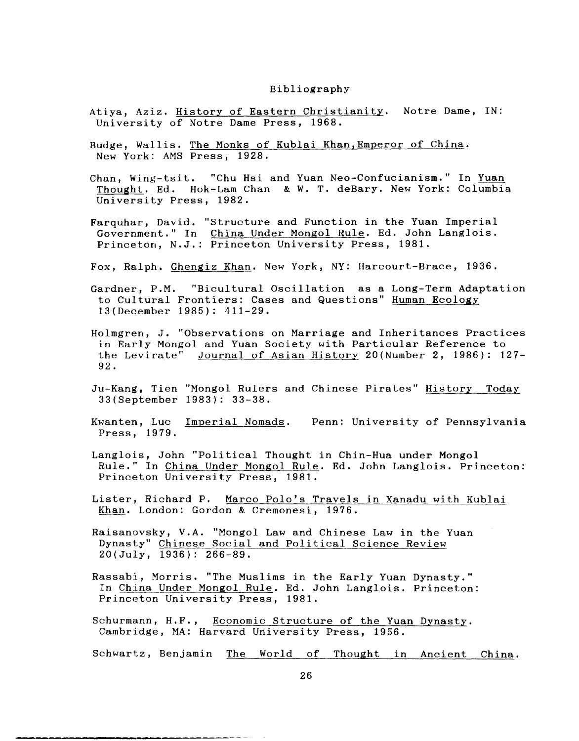# Bibliography

Atiya, Aziz. History of Eastern Christianity. Notre Dame, IN: University of Notre Dame Press, 1968.

Budge, Wallis. The Monks of Kublai Khan,Emperor of China. New York: AMS Press, 1928.

Chan, Wing-tsit. "Chu Hsi and Yuan Neo-Confucianism." In Yuan Thought. Ed. Hok-Lam Chan & W. T. deBary. New York: Columbia University Press, 1982.

Farquhar, David. "Structure and Function in the Yuan Imperial Government." In China Under Mongol Rule. Ed. John Langlois. Princeton, N.J.: Princeton University Press, 1981.

Fox, Ralph. Ghengiz Khan. New York, NY: Harcourt-Brace, 1936.

Gardner, P.M. "Bicultural Oscillation as a Long-Term Adaptation to Cultural Frontiers: Cases and Questions" Human Ecology 13(December 1985): 411-29.

Holmgren, J. "Observations on Marriage and Inheritances Practices in Early Mongol and Yuan Society with Particular Reference to the Levirate" Journal of Asian History 20(Number 2, 1986): 127-92.

Ju-Kang, Tien "Mongol Rulers and Chinese Pirates" History Today 33(September 1983): 33-38.

Kwanten, Luc Imperial Nomads. Penn: University of Pennsylvania Press, 1979.

Langlois, John "Political Thought in Chin-Hua under Mongol Rule." In China Under Mongol Rule. Ed. John Langlois. Princeton: Princeton University Press, 1981.

Lister, Richard P. Marco Polo's Travels in Xanadu with Kublai Khan. London: Gordon & Cremonesi, 1976.

Raisanovsky, V.A. "Mongol Law and Chinese Law in the Yuan Dynasty" Chinese Social and Political Science Review 20(July, 1936): 266-89.

Rassabi, Morris. "The Muslims in the Early Yuan Dynasty." In China Under Mongol Rule. Ed. John Langlois. Princeton: Princeton University Press, 1981.

Schurmann, H.F., Economic Structure of the Yuan Dynasty. Cambridge, MA: Harvard University Press, 1956.

Schwartz, Benjamin The World of Thought in Ancient China.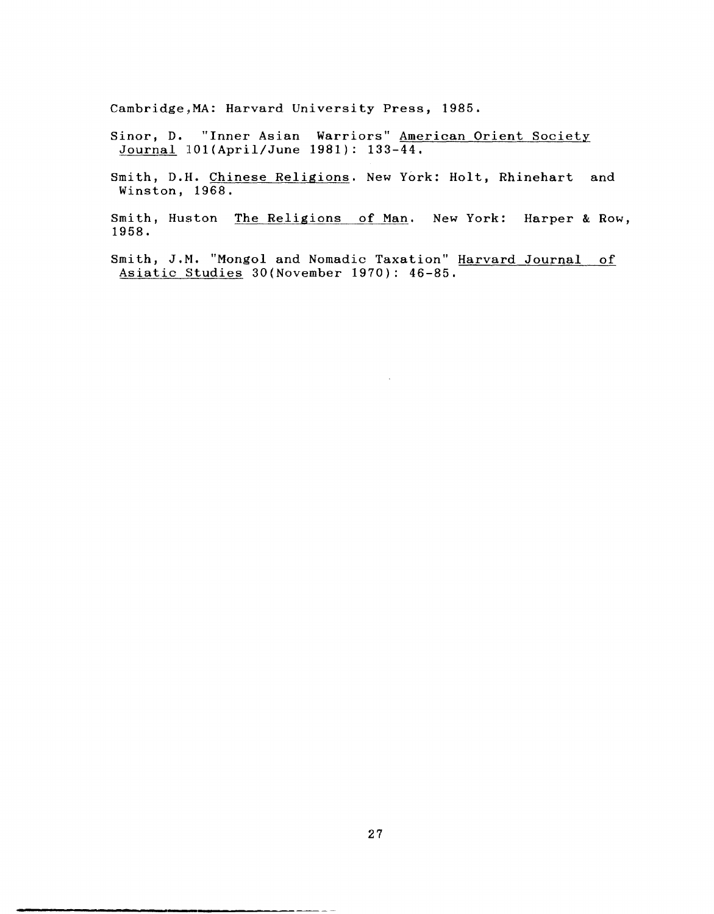Cambridge,MA: Harvard University Press, 1985.

Sinor, D. "Inner Asian Warriors" _American Orient Society Journal_ 101(April/June 1981): 133-44.

Smith, D.H. _Chinese Religions_. New York: Holt, Rhinehart and Winston, 1968.

Smith, Huston _The Religions of Man_. New York: Harper & Row, 1958.

Smith, J.M. "Mongol and Nomadic Taxation" _Harvard Journal of Asiatic Studies_ 30(November 1970): 46-85.